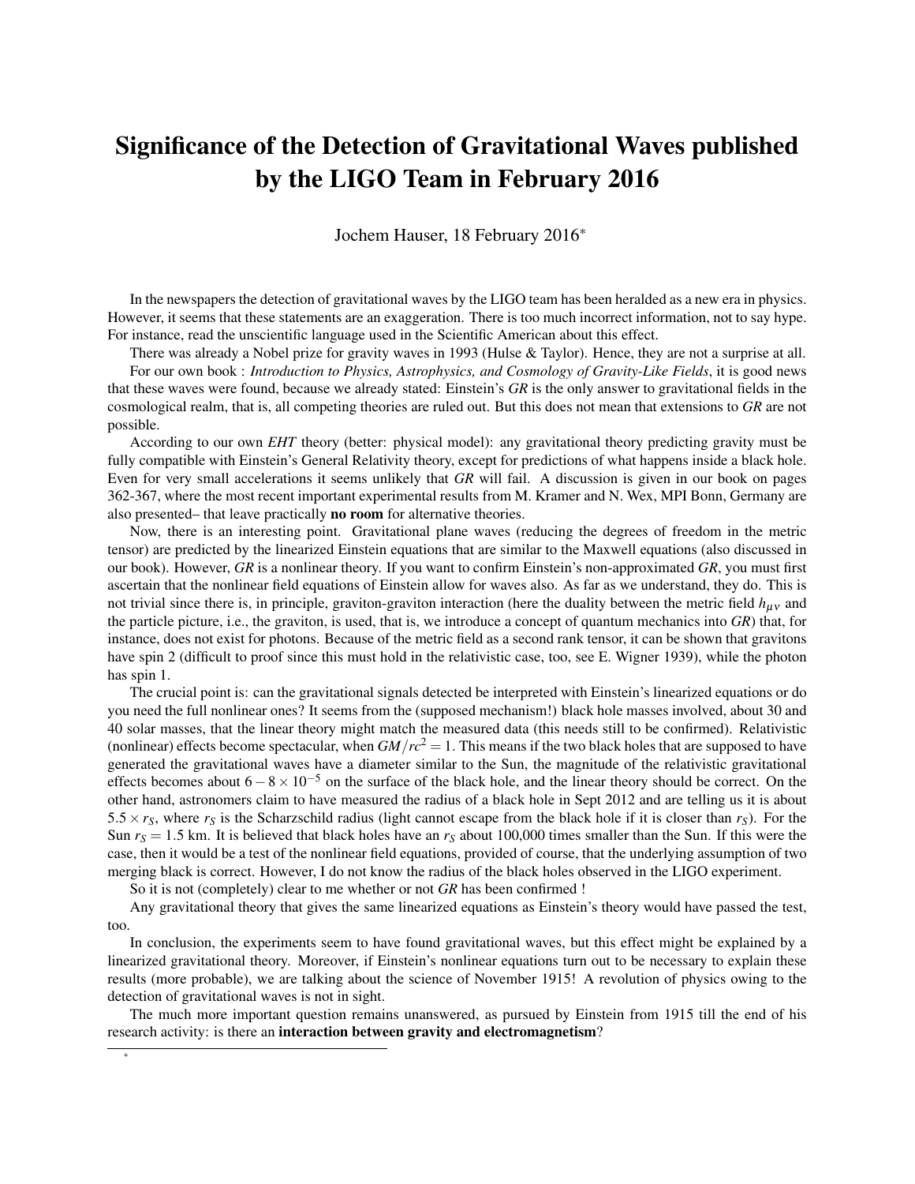# Significance of the Detection of Gravitational Waves published by the LIGO Team in February 2016

Jochem Hauser, 18 February 2016*

In the newspapers the detection of gravitational waves by the LIGO team has been heralded as a new era in physics. However, it seems that these statements are an exaggeration. There is too much incorrect information, not to say hype. For instance, read the unscientific language used in the Scientific American about this effect.

There was already a Nobel prize for gravity waves in 1993 (Hulse & Taylor). Hence, they are not a surprise at all.

For our own book : *Introduction to Physics, Astrophysics, and Cosmology of Gravity-Like Fields*, it is good news that these waves were found, because we already stated: Einstein's *GR* is the only answer to gravitational fields in the cosmological realm, that is, all competing theories are ruled out. But this does not mean that extensions to *GR* are not possible.

According to our own *EHT* theory (better: physical model): any gravitational theory predicting gravity must be fully compatible with Einstein's General Relativity theory, except for predictions of what happens inside a black hole. Even for very small accelerations it seems unlikely that *GR* will fail. A discussion is given in our book on pages 362-367, where the most recent important experimental results from M. Kramer and N. Wex, MPI Bonn, Germany are also presented– that leave practically **no room** for alternative theories.

Now, there is an interesting point. Gravitational plane waves (reducing the degrees of freedom in the metric tensor) are predicted by the linearized Einstein equations that are similar to the Maxwell equations (also discussed in our book). However, *GR* is a nonlinear theory. If you want to confirm Einstein's non-approximated *GR*, you must first ascertain that the nonlinear field equations of Einstein allow for waves also. As far as we understand, they do. This is not trivial since there is, in principle, graviton-graviton interaction (here the duality between the metric field $h_{\mu\nu}$ and the particle picture, i.e., the graviton, is used, that is, we introduce a concept of quantum mechanics into *GR*) that, for instance, does not exist for photons. Because of the metric field as a second rank tensor, it can be shown that gravitons have spin 2 (difficult to proof since this must hold in the relativistic case, too, see E. Wigner 1939), while the photon has spin 1.

The crucial point is: can the gravitational signals detected be interpreted with Einstein's linearized equations or do you need the full nonlinear ones? It seems from the (supposed mechanism!) black hole masses involved, about 30 and 40 solar masses, that the linear theory might match the measured data (this needs still to be confirmed). Relativistic (nonlinear) effects become spectacular, when $GM/rc^2 = 1$. This means if the two black holes that are supposed to have generated the gravitational waves have a diameter similar to the Sun, the magnitude of the relativistic gravitational effects becomes about $6-8\times10^{-5}$ on the surface of the black hole, and the linear theory should be correct. On the other hand, astronomers claim to have measured the radius of a black hole in Sept 2012 and are telling us it is about $5.5\times r_S$, where $r_S$ is the Scharzschild radius (light cannot escape from the black hole if it is closer than $r_S$). For the Sun $r_S = 1.5$ km. It is believed that black holes have an $r_S$ about 100,000 times smaller than the Sun. If this were the case, then it would be a test of the nonlinear field equations, provided of course, that the underlying assumption of two merging black is correct. However, I do not know the radius of the black holes observed in the LIGO experiment.

So it is not (completely) clear to me whether or not *GR* has been confirmed !

Any gravitational theory that gives the same linearized equations as Einstein's theory would have passed the test, too.

In conclusion, the experiments seem to have found gravitational waves, but this effect might be explained by a linearized gravitational theory. Moreover, if Einstein's nonlinear equations turn out to be necessary to explain these results (more probable), we are talking about the science of November 1915! A revolution of physics owing to the detection of gravitational waves is not in sight.

The much more important question remains unanswered, as pursued by Einstein from 1915 till the end of his research activity: is there an **interaction between gravity and electromagnetism**?

*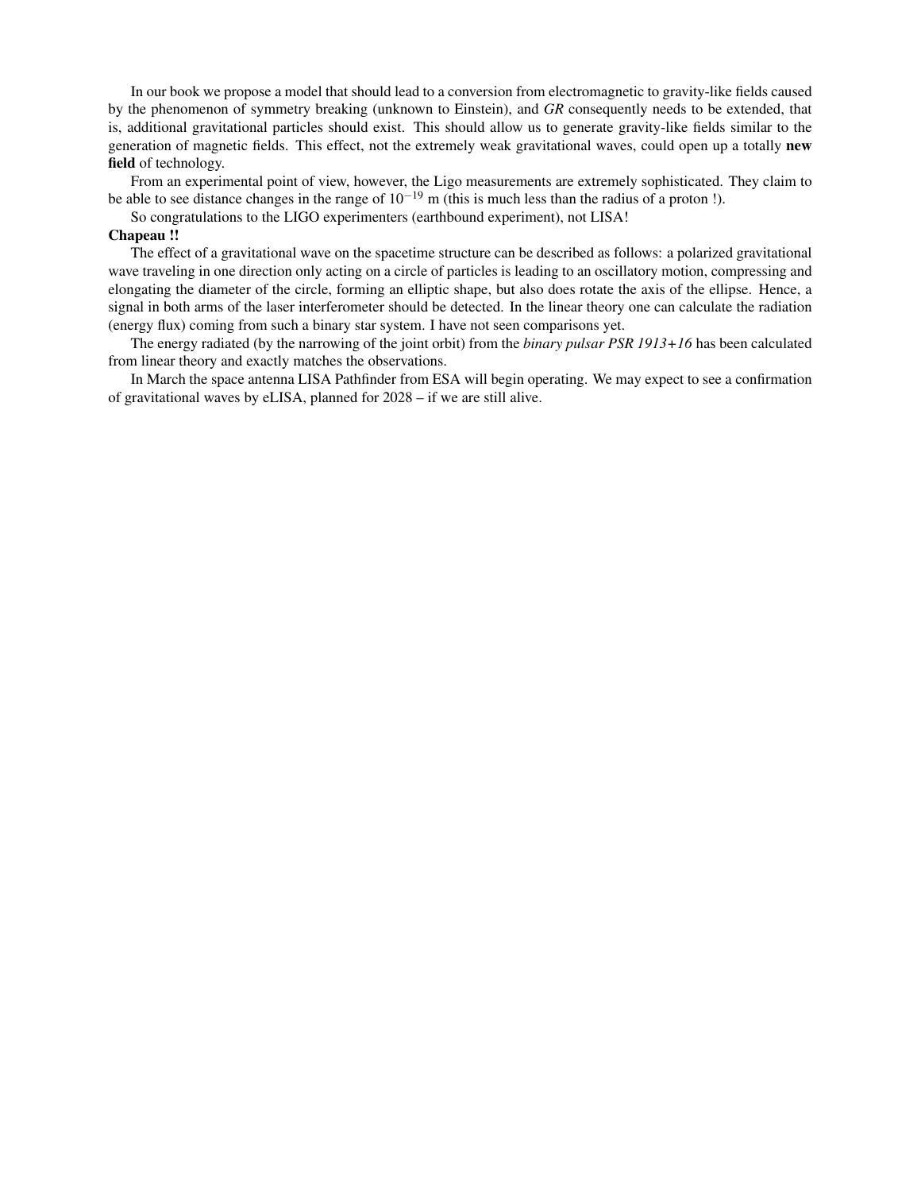In our book we propose a model that should lead to a conversion from electromagnetic to gravity-like fields caused by the phenomenon of symmetry breaking (unknown to Einstein), and *GR* consequently needs to be extended, that is, additional gravitational particles should exist. This should allow us to generate gravity-like fields similar to the generation of magnetic fields. This effect, not the extremely weak gravitational waves, could open up a totally **new field** of technology.

From an experimental point of view, however, the Ligo measurements are extremely sophisticated. They claim to be able to see distance changes in the range of $10^{-19}$ m (this is much less than the radius of a proton !).

So congratulations to the LIGO experimenters (earthbound experiment), not LISA!

**Chapeau !!**

The effect of a gravitational wave on the spacetime structure can be described as follows: a polarized gravitational wave traveling in one direction only acting on a circle of particles is leading to an oscillatory motion, compressing and elongating the diameter of the circle, forming an elliptic shape, but also does rotate the axis of the ellipse. Hence, a signal in both arms of the laser interferometer should be detected. In the linear theory one can calculate the radiation (energy flux) coming from such a binary star system. I have not seen comparisons yet.

The energy radiated (by the narrowing of the joint orbit) from the *binary pulsar PSR 1913+16* has been calculated from linear theory and exactly matches the observations.

In March the space antenna LISA Pathfinder from ESA will begin operating. We may expect to see a confirmation of gravitational waves by eLISA, planned for 2028 – if we are still alive.